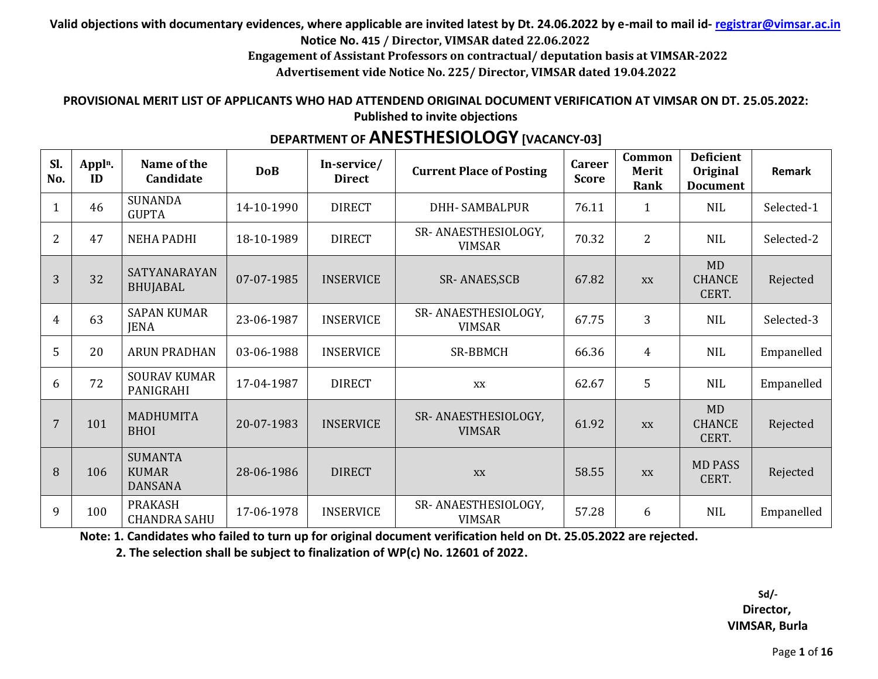**Valid objections with documentary evidences, where applicable are invited latest by Dt. 24.06.2022 by e-mail to mail id- registrar@vimsar.ac.in**

**Notice No. 415 / Director, VIMSAR dated 22.06.2022**

**Engagement of Assistant Professors on contractual/ deputation basis at VIMSAR-2022**

**Advertisement vide Notice No. 225/ Director, VIMSAR dated 19.04.2022**

**PROVISIONAL MERIT LIST OF APPLICANTS WHO HAD ATTENDEND ORIGINAL DOCUMENT VERIFICATION AT VIMSAR ON DT. 25.05.2022: Published to invite objections**

## DEPARTMENT OF ANESTHESIOLOGY [VACANCY-03]

| Sl. No. | Appl^n. ID | Name of the Candidate | DoB | In-service/ Direct | Current Place of Posting | Career Score | Common Merit Rank | Deficient Original Document | Remark |
|---|---|---|---|---|---|---|---|---|---|
| 1 | 46 | SUNANDA GUPTA | 14-10-1990 | DIRECT | DHH- SAMBALPUR | 76.11 | 1 | NIL | Selected-1 |
| 2 | 47 | NEHA PADHI | 18-10-1989 | DIRECT | SR- ANAESTHESIOLOGY, VIMSAR | 70.32 | 2 | NIL | Selected-2 |
| 3 | 32 | SATYANARAYAN BHUJABAL | 07-07-1985 | INSERVICE | SR- ANAES,SCB | 67.82 | xx | MD CHANCE CERT. | Rejected |
| 4 | 63 | SAPAN KUMAR JENA | 23-06-1987 | INSERVICE | SR- ANAESTHESIOLOGY, VIMSAR | 67.75 | 3 | NIL | Selected-3 |
| 5 | 20 | ARUN PRADHAN | 03-06-1988 | INSERVICE | SR-BBMCH | 66.36 | 4 | NIL | Empanelled |
| 6 | 72 | SOURAV KUMAR PANIGRAHI | 17-04-1987 | DIRECT | xx | 62.67 | 5 | NIL | Empanelled |
| 7 | 101 | MADHUMITA BHOI | 20-07-1983 | INSERVICE | SR- ANAESTHESIOLOGY, VIMSAR | 61.92 | xx | MD CHANCE CERT. | Rejected |
| 8 | 106 | SUMANTA KUMAR DANSANA | 28-06-1986 | DIRECT | xx | 58.55 | xx | MD PASS CERT. | Rejected |
| 9 | 100 | PRAKASH CHANDRA SAHU | 17-06-1978 | INSERVICE | SR- ANAESTHESIOLOGY, VIMSAR | 57.28 | 6 | NIL | Empanelled |

**Note: 1. Candidates who failed to turn up for original document verification held on Dt. 25.05.2022 are rejected.**

**2. The selection shall be subject to finalization of WP(c) No. 12601 of 2022.**

Sd/-
**Director,**
**VIMSAR, Burla**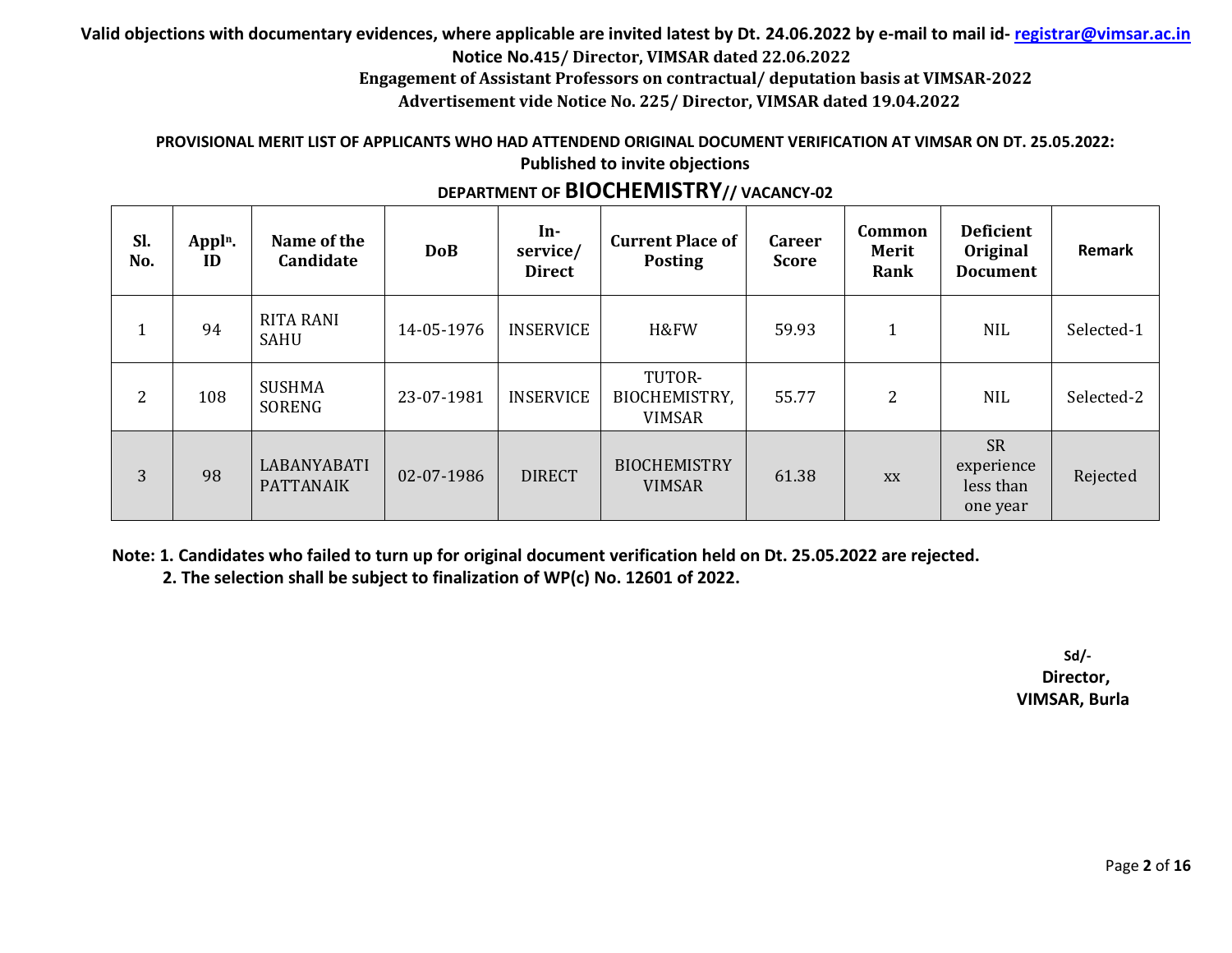**Valid objections with documentary evidences, where applicable are invited latest by Dt. 24.06.2022 by e-mail to mail id- registrar@vimsar.ac.in**

**Notice No.415/ Director, VIMSAR dated 22.06.2022**

**Engagement of Assistant Professors on contractual/ deputation basis at VIMSAR-2022**

**Advertisement vide Notice No. 225/ Director, VIMSAR dated 19.04.2022**

**PROVISIONAL MERIT LIST OF APPLICANTS WHO HAD ATTENDEND ORIGINAL DOCUMENT VERIFICATION AT VIMSAR ON DT. 25.05.2022: Published to invite objections**

**DEPARTMENT OF BIOCHEMISTRY// VACANCY-02**

| Sl. No. | Applⁿ. ID | Name of the Candidate | DoB | In-service/ Direct | Current Place of Posting | Career Score | Common Merit Rank | Deficient Original Document | Remark |
|---|---|---|---|---|---|---|---|---|---|
| 1 | 94 | RITA RANI SAHU | 14-05-1976 | INSERVICE | H&FW | 59.93 | 1 | NIL | Selected-1 |
| 2 | 108 | SUSHMA SORENG | 23-07-1981 | INSERVICE | TUTOR-BIOCHEMISTRY, VIMSAR | 55.77 | 2 | NIL | Selected-2 |
| 3 | 98 | LABANYABATI PATTANAIK | 02-07-1986 | DIRECT | BIOCHEMISTRY VIMSAR | 61.38 | xx | SR experience less than one year | Rejected |

**Note: 1. Candidates who failed to turn up for original document verification held on Dt. 25.05.2022 are rejected.**

**2. The selection shall be subject to finalization of WP(c) No. 12601 of 2022.**

**Sd/-**

**Director,**

**VIMSAR, Burla**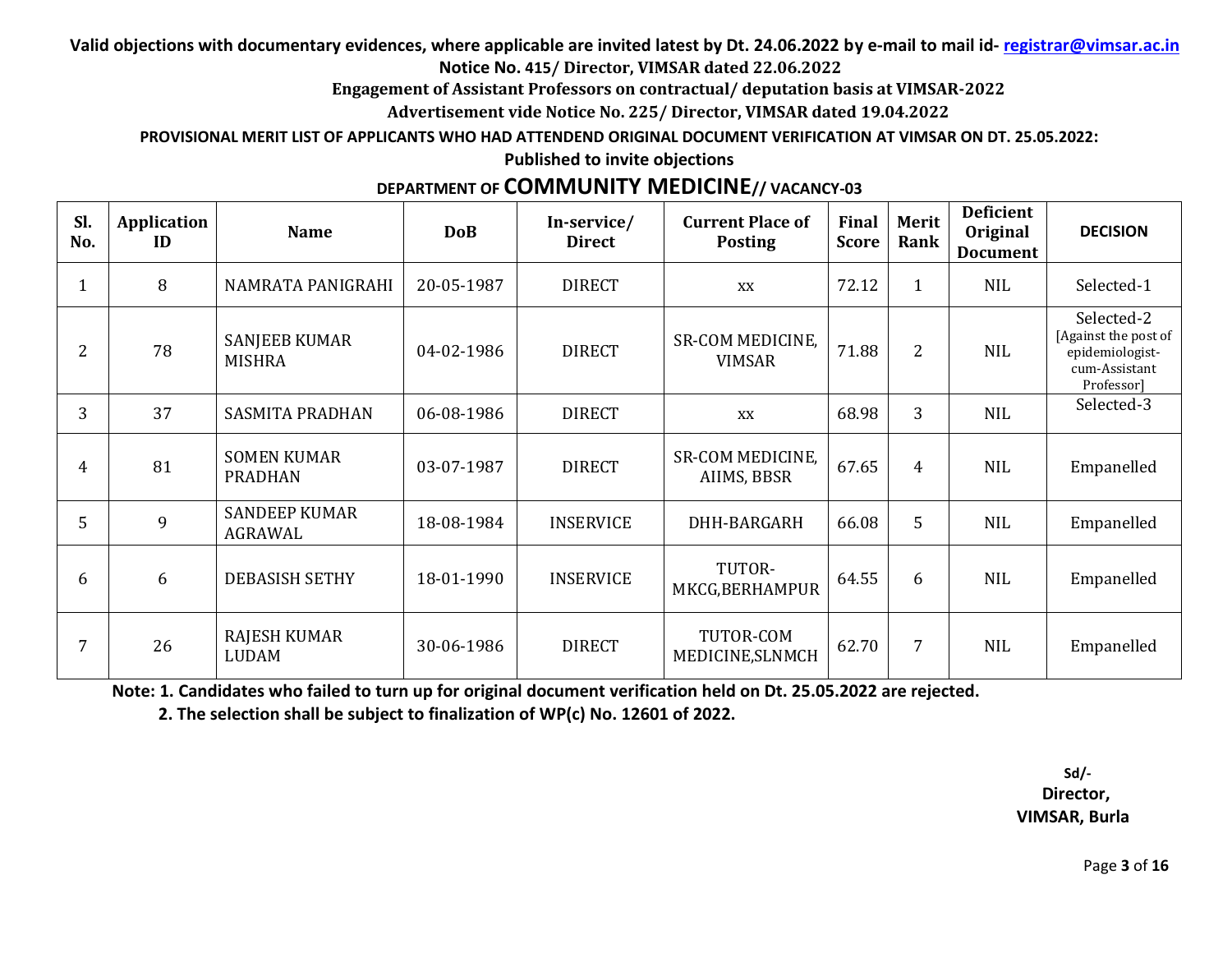**Valid objections with documentary evidences, where applicable are invited latest by Dt. 24.06.2022 by e-mail to mail id- registrar@vimsar.ac.in**

**Notice No. 415/ Director, VIMSAR dated 22.06.2022**

**Engagement of Assistant Professors on contractual/ deputation basis at VIMSAR-2022**

**Advertisement vide Notice No. 225/ Director, VIMSAR dated 19.04.2022**

**PROVISIONAL MERIT LIST OF APPLICANTS WHO HAD ATTENDEND ORIGINAL DOCUMENT VERIFICATION AT VIMSAR ON DT. 25.05.2022:**

**Published to invite objections**

**DEPARTMENT OF COMMUNITY MEDICINE// VACANCY-03**

| Sl. No. | Application ID | Name | DoB | In-service/ Direct | Current Place of Posting | Final Score | Merit Rank | Deficient Original Document | DECISION |
|---|---|---|---|---|---|---|---|---|---|
| 1 | 8 | NAMRATA PANIGRAHI | 20-05-1987 | DIRECT | XX | 72.12 | 1 | NIL | Selected-1 |
| 2 | 78 | SANJEEB KUMAR MISHRA | 04-02-1986 | DIRECT | SR-COM MEDICINE, VIMSAR | 71.88 | 2 | NIL | Selected-2 [Against the post of epidemiologist-cum-Assistant Professor] |
| 3 | 37 | SASMITA PRADHAN | 06-08-1986 | DIRECT | XX | 68.98 | 3 | NIL | Selected-3 |
| 4 | 81 | SOMEN KUMAR PRADHAN | 03-07-1987 | DIRECT | SR-COM MEDICINE, AIIMS, BBSR | 67.65 | 4 | NIL | Empanelled |
| 5 | 9 | SANDEEP KUMAR AGRAWAL | 18-08-1984 | INSERVICE | DHH-BARGARH | 66.08 | 5 | NIL | Empanelled |
| 6 | 6 | DEBASISH SETHY | 18-01-1990 | INSERVICE | TUTOR-MKCG,BERHAMPUR | 64.55 | 6 | NIL | Empanelled |
| 7 | 26 | RAJESH KUMAR LUDAM | 30-06-1986 | DIRECT | TUTOR-COM MEDICINE,SLNMCH | 62.70 | 7 | NIL | Empanelled |

**Note: 1. Candidates who failed to turn up for original document verification held on Dt. 25.05.2022 are rejected.**

**2. The selection shall be subject to finalization of WP(c) No. 12601 of 2022.**

**Sd/-**
**Director,**
**VIMSAR, Burla**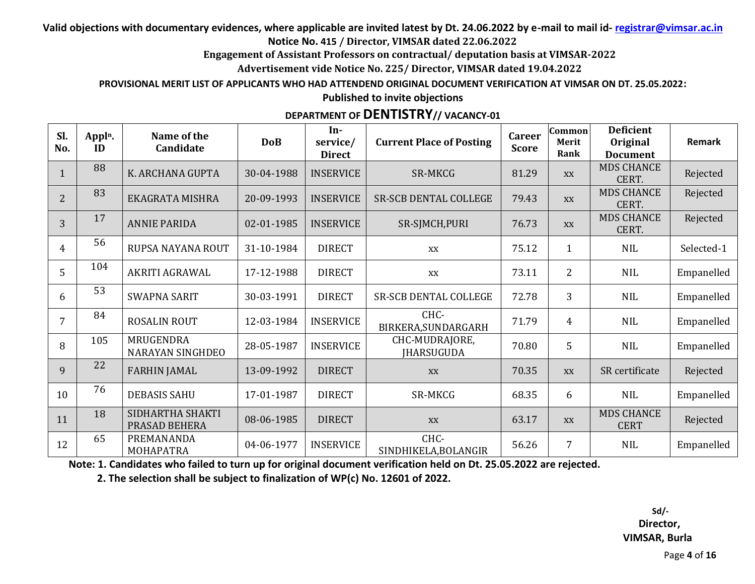**Valid objections with documentary evidences, where applicable are invited latest by Dt. 24.06.2022 by e-mail to mail id- registrar@vimsar.ac.in**

**Notice No. 415 / Director, VIMSAR dated 22.06.2022**

**Engagement of Assistant Professors on contractual/ deputation basis at VIMSAR-2022**

**Advertisement vide Notice No. 225/ Director, VIMSAR dated 19.04.2022**

**PROVISIONAL MERIT LIST OF APPLICANTS WHO HAD ATTENDEND ORIGINAL DOCUMENT VERIFICATION AT VIMSAR ON DT. 25.05.2022:**

**Published to invite objections**

**DEPARTMENT OF DENTISTRY// VACANCY-01**

| Sl. No. | Applⁿ. ID | Name of the Candidate | DoB | In-service/ Direct | Current Place of Posting | Career Score | Common Merit Rank | Deficient Original Document | Remark |
|---|---|---|---|---|---|---|---|---|---|
| 1 | 88 | K. ARCHANA GUPTA | 30-04-1988 | INSERVICE | SR-MKCG | 81.29 | xx | MDS CHANCE CERT. | Rejected |
| 2 | 83 | EKAGRATA MISHRA | 20-09-1993 | INSERVICE | SR-SCB DENTAL COLLEGE | 79.43 | xx | MDS CHANCE CERT. | Rejected |
| 3 | 17 | ANNIE PARIDA | 02-01-1985 | INSERVICE | SR-SJMCH,PURI | 76.73 | xx | MDS CHANCE CERT. | Rejected |
| 4 | 56 | RUPSA NAYANA ROUT | 31-10-1984 | DIRECT | xx | 75.12 | 1 | NIL | Selected-1 |
| 5 | 104 | AKRITI AGRAWAL | 17-12-1988 | DIRECT | xx | 73.11 | 2 | NIL | Empanelled |
| 6 | 53 | SWAPNA SARIT | 30-03-1991 | DIRECT | SR-SCB DENTAL COLLEGE | 72.78 | 3 | NIL | Empanelled |
| 7 | 84 | ROSALIN ROUT | 12-03-1984 | INSERVICE | CHC-BIRKERA,SUNDARGARH | 71.79 | 4 | NIL | Empanelled |
| 8 | 105 | MRUGENDRA NARAYAN SINGHDEO | 28-05-1987 | INSERVICE | CHC-MUDRAJORE, JHARSUGUDA | 70.80 | 5 | NIL | Empanelled |
| 9 | 22 | FARHIN JAMAL | 13-09-1992 | DIRECT | xx | 70.35 | xx | SR certificate | Rejected |
| 10 | 76 | DEBASIS SAHU | 17-01-1987 | DIRECT | SR-MKCG | 68.35 | 6 | NIL | Empanelled |
| 11 | 18 | SIDHARTHA SHAKTI PRASAD BEHERA | 08-06-1985 | DIRECT | xx | 63.17 | xx | MDS CHANCE CERT | Rejected |
| 12 | 65 | PREMANANDA MOHAPATRA | 04-06-1977 | INSERVICE | CHC-SINDHIKELA,BOLANGIR | 56.26 | 7 | NIL | Empanelled |

**Note: 1. Candidates who failed to turn up for original document verification held on Dt. 25.05.2022 are rejected.**

**2. The selection shall be subject to finalization of WP(c) No. 12601 of 2022.**

**Sd/-**
**Director,**
**VIMSAR, Burla**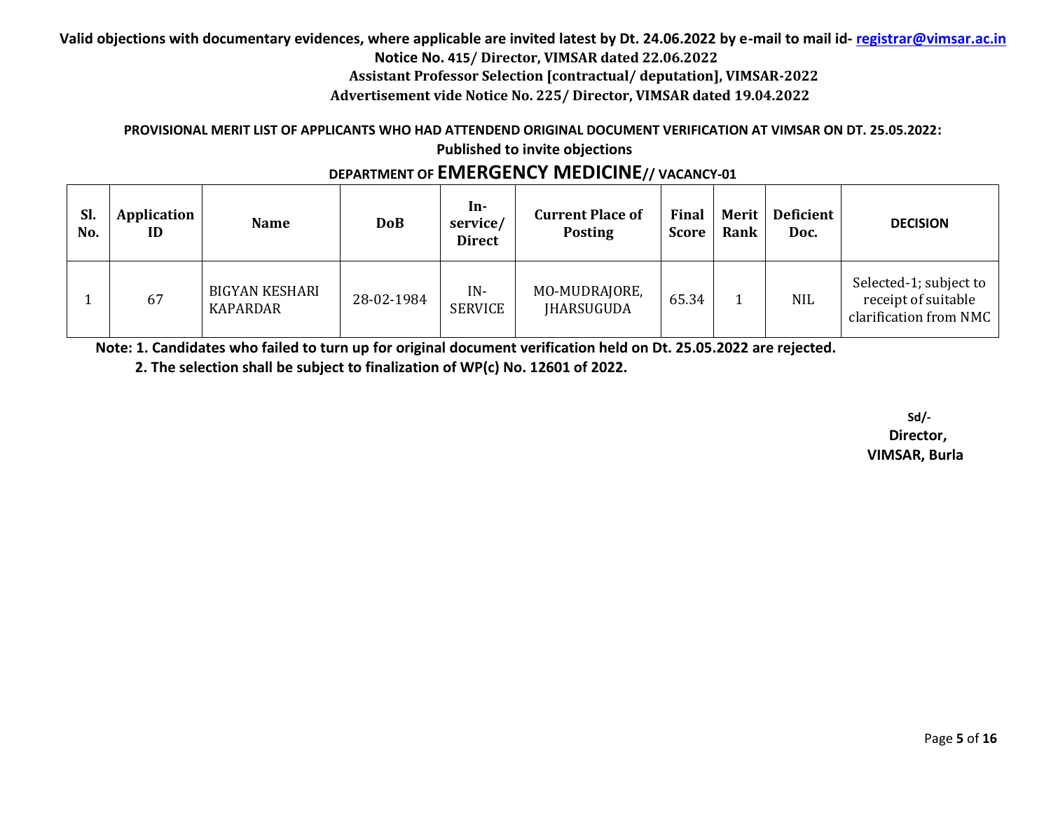**Valid objections with documentary evidences, where applicable are invited latest by Dt. 24.06.2022 by e-mail to mail id- registrar@vimsar.ac.in**

**Notice No. 415/ Director, VIMSAR dated 22.06.2022**

**Assistant Professor Selection [contractual/ deputation], VIMSAR-2022**

**Advertisement vide Notice No. 225/ Director, VIMSAR dated 19.04.2022**

**PROVISIONAL MERIT LIST OF APPLICANTS WHO HAD ATTENDEND ORIGINAL DOCUMENT VERIFICATION AT VIMSAR ON DT. 25.05.2022: Published to invite objections**

**DEPARTMENT OF EMERGENCY MEDICINE// VACANCY-01**

| Sl. No. | Application ID | Name | DoB | In-service/ Direct | Current Place of Posting | Final Score | Merit Rank | Deficient Doc. | DECISION |
|---|---|---|---|---|---|---|---|---|---|
| 1 | 67 | BIGYAN KESHARI KAPARDAR | 28-02-1984 | IN-SERVICE | MO-MUDRAJORE, JHARSUGUDA | 65.34 | 1 | NIL | Selected-1; subject to receipt of suitable clarification from NMC |

**Note: 1. Candidates who failed to turn up for original document verification held on Dt. 25.05.2022 are rejected.**

**2. The selection shall be subject to finalization of WP(c) No. 12601 of 2022.**

**Sd/-**

**Director,**

**VIMSAR, Burla**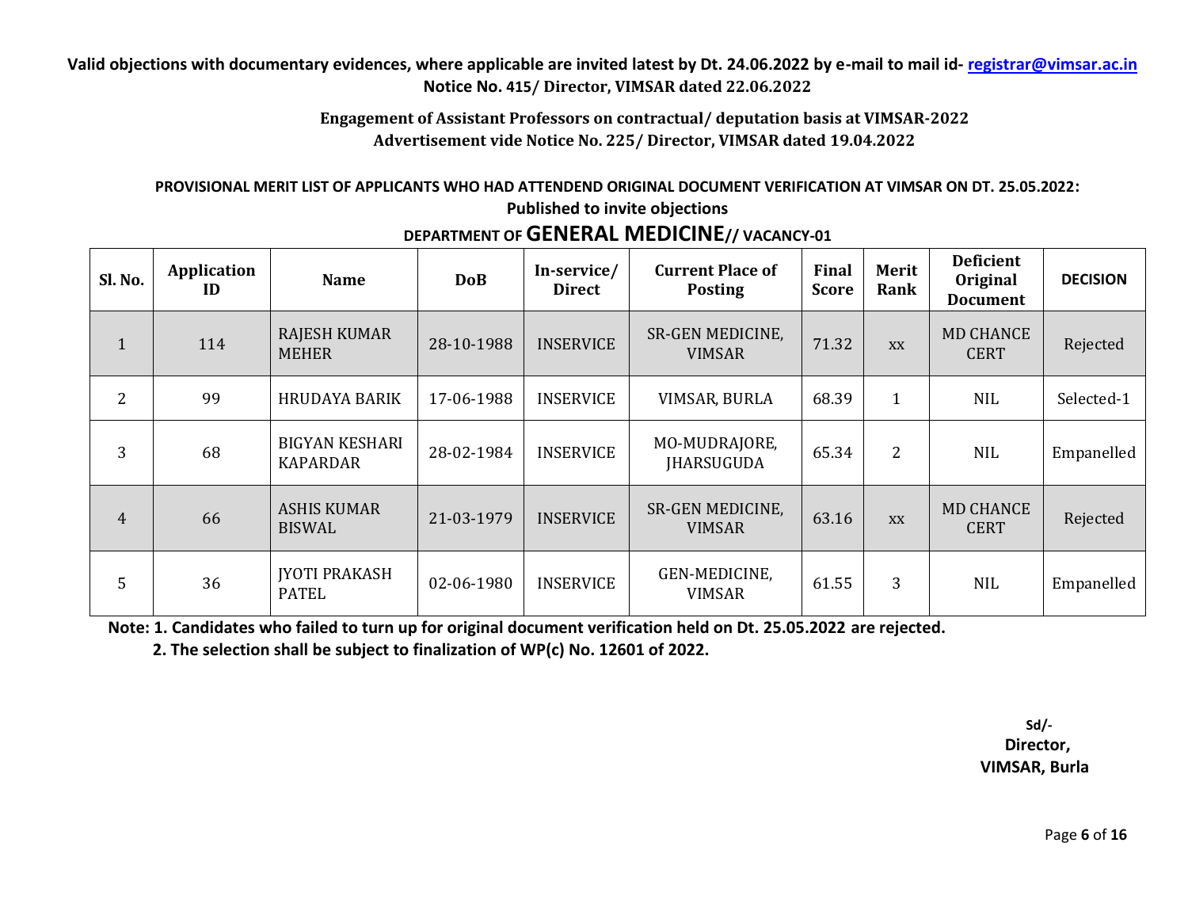**Valid objections with documentary evidences, where applicable are invited latest by Dt. 24.06.2022 by e-mail to mail id- registrar@vimsar.ac.in**
**Notice No. 415/ Director, VIMSAR dated 22.06.2022**

**Engagement of Assistant Professors on contractual/ deputation basis at VIMSAR-2022**
**Advertisement vide Notice No. 225/ Director, VIMSAR dated 19.04.2022**

**PROVISIONAL MERIT LIST OF APPLICANTS WHO HAD ATTENDEND ORIGINAL DOCUMENT VERIFICATION AT VIMSAR ON DT. 25.05.2022:**
**Published to invite objections**

**DEPARTMENT OF GENERAL MEDICINE// VACANCY-01**

| Sl. No. | Application ID | Name | DoB | In-service/ Direct | Current Place of Posting | Final Score | Merit Rank | Deficient Original Document | DECISION |
|---|---|---|---|---|---|---|---|---|---|
| 1 | 114 | RAJESH KUMAR MEHER | 28-10-1988 | INSERVICE | SR-GEN MEDICINE, VIMSAR | 71.32 | xx | MD CHANCE CERT | Rejected |
| 2 | 99 | HRUDAYA BARIK | 17-06-1988 | INSERVICE | VIMSAR, BURLA | 68.39 | 1 | NIL | Selected-1 |
| 3 | 68 | BIGYAN KESHARI KAPARDAR | 28-02-1984 | INSERVICE | MO-MUDRAJORE, JHARSUGUDA | 65.34 | 2 | NIL | Empanelled |
| 4 | 66 | ASHIS KUMAR BISWAL | 21-03-1979 | INSERVICE | SR-GEN MEDICINE, VIMSAR | 63.16 | xx | MD CHANCE CERT | Rejected |
| 5 | 36 | JYOTI PRAKASH PATEL | 02-06-1980 | INSERVICE | GEN-MEDICINE, VIMSAR | 61.55 | 3 | NIL | Empanelled |

**Note: 1. Candidates who failed to turn up for original document verification held on Dt. 25.05.2022 are rejected.**
**2. The selection shall be subject to finalization of WP(c) No. 12601 of 2022.**

**Sd/-**
**Director,**
**VIMSAR, Burla**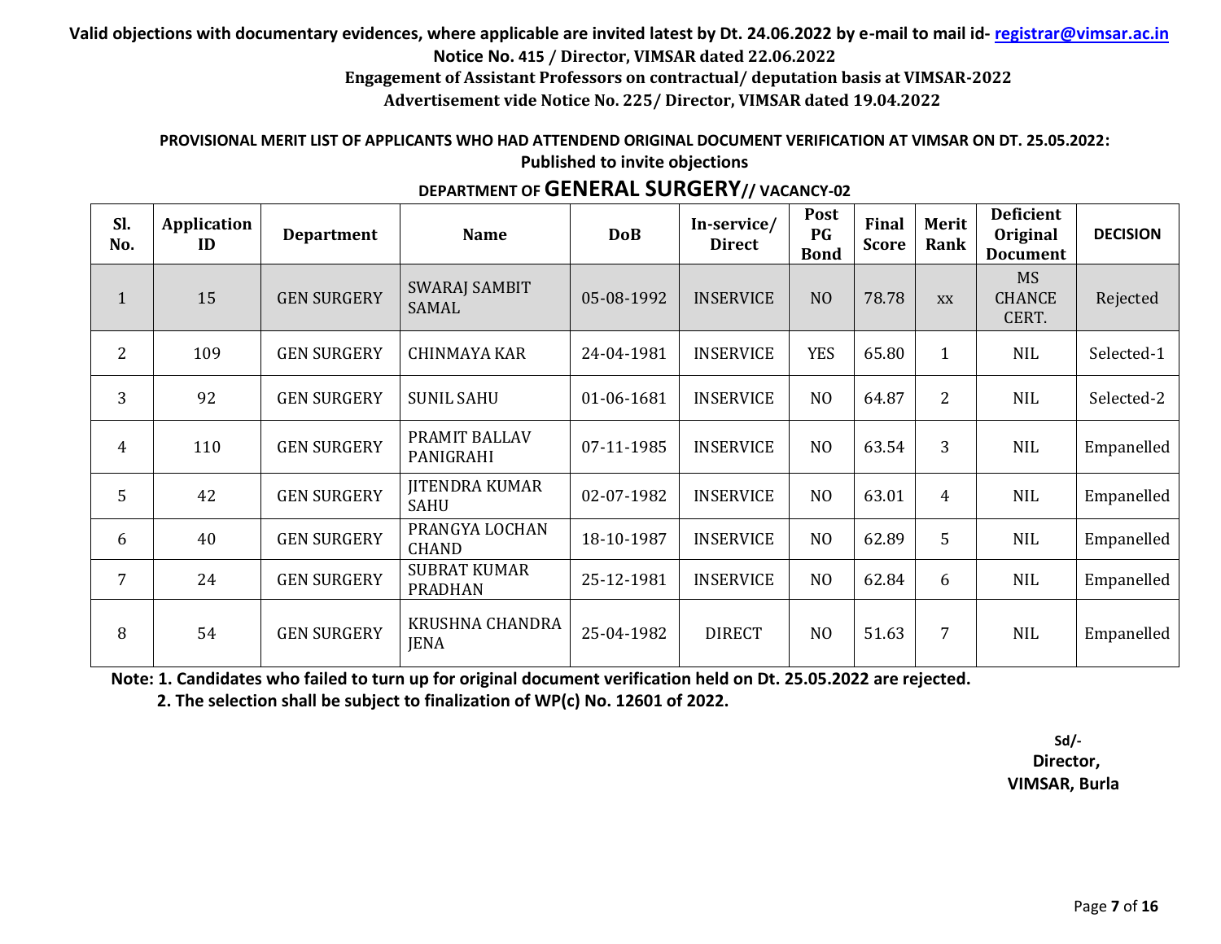**Valid objections with documentary evidences, where applicable are invited latest by Dt. 24.06.2022 by e-mail to mail id- registrar@vimsar.ac.in**

**Notice No. 415 / Director, VIMSAR dated 22.06.2022**

**Engagement of Assistant Professors on contractual/ deputation basis at VIMSAR-2022**

**Advertisement vide Notice No. 225/ Director, VIMSAR dated 19.04.2022**

**PROVISIONAL MERIT LIST OF APPLICANTS WHO HAD ATTENDEND ORIGINAL DOCUMENT VERIFICATION AT VIMSAR ON DT. 25.05.2022: Published to invite objections**

**DEPARTMENT OF GENERAL SURGERY// VACANCY-02**

| Sl. No. | Application ID | Department | Name | DoB | In-service/ Direct | Post PG Bond | Final Score | Merit Rank | Deficient Original Document | DECISION |
|---|---|---|---|---|---|---|---|---|---|---|
| 1 | 15 | GEN SURGERY | SWARAJ SAMBIT SAMAL | 05-08-1992 | INSERVICE | NO | 78.78 | xx | MS CHANCE CERT. | Rejected |
| 2 | 109 | GEN SURGERY | CHINMAYA KAR | 24-04-1981 | INSERVICE | YES | 65.80 | 1 | NIL | Selected-1 |
| 3 | 92 | GEN SURGERY | SUNIL SAHU | 01-06-1681 | INSERVICE | NO | 64.87 | 2 | NIL | Selected-2 |
| 4 | 110 | GEN SURGERY | PRAMIT BALLAV PANIGRAHI | 07-11-1985 | INSERVICE | NO | 63.54 | 3 | NIL | Empanelled |
| 5 | 42 | GEN SURGERY | JITENDRA KUMAR SAHU | 02-07-1982 | INSERVICE | NO | 63.01 | 4 | NIL | Empanelled |
| 6 | 40 | GEN SURGERY | PRANGYA LOCHAN CHAND | 18-10-1987 | INSERVICE | NO | 62.89 | 5 | NIL | Empanelled |
| 7 | 24 | GEN SURGERY | SUBRAT KUMAR PRADHAN | 25-12-1981 | INSERVICE | NO | 62.84 | 6 | NIL | Empanelled |
| 8 | 54 | GEN SURGERY | KRUSHNA CHANDRA JENA | 25-04-1982 | DIRECT | NO | 51.63 | 7 | NIL | Empanelled |

**Note: 1. Candidates who failed to turn up for original document verification held on Dt. 25.05.2022 are rejected.**

**2. The selection shall be subject to finalization of WP(c) No. 12601 of 2022.**

**Sd/-**
**Director,**
**VIMSAR, Burla**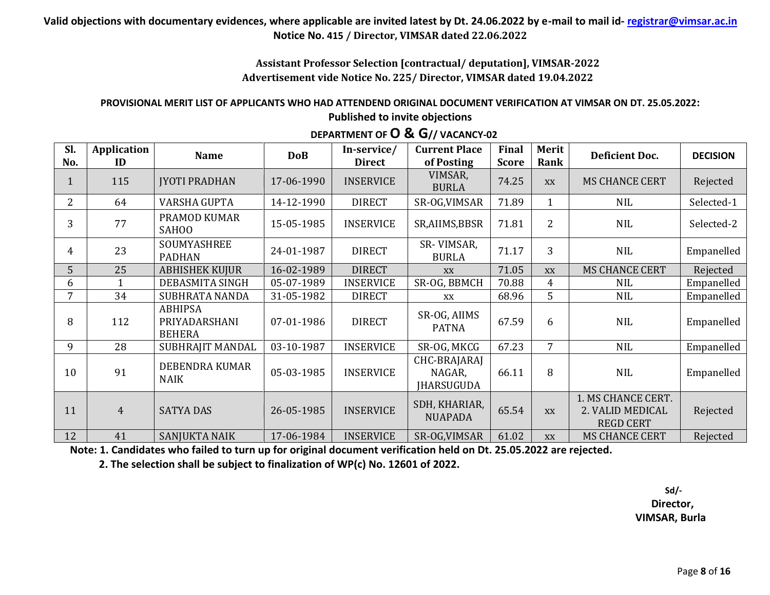**Valid objections with documentary evidences, where applicable are invited latest by Dt. 24.06.2022 by e-mail to mail id- registrar@vimsar.ac.in**
**Notice No. 415 / Director, VIMSAR dated 22.06.2022**

**Assistant Professor Selection [contractual/ deputation], VIMSAR-2022**
**Advertisement vide Notice No. 225/ Director, VIMSAR dated 19.04.2022**

**PROVISIONAL MERIT LIST OF APPLICANTS WHO HAD ATTENDEND ORIGINAL DOCUMENT VERIFICATION AT VIMSAR ON DT. 25.05.2022: Published to invite objections**

**DEPARTMENT OF O & G// VACANCY-02**

| Sl. No. | Application ID | Name | DoB | In-service/ Direct | Current Place of Posting | Final Score | Merit Rank | Deficient Doc. | DECISION |
|---|---|---|---|---|---|---|---|---|---|
| 1 | 115 | JYOTI PRADHAN | 17-06-1990 | INSERVICE | VIMSAR, BURLA | 74.25 | xx | MS CHANCE CERT | Rejected |
| 2 | 64 | VARSHA GUPTA | 14-12-1990 | DIRECT | SR-OG,VIMSAR | 71.89 | 1 | NIL | Selected-1 |
| 3 | 77 | PRAMOD KUMAR SAHOO | 15-05-1985 | INSERVICE | SR,AIIMS,BBSR | 71.81 | 2 | NIL | Selected-2 |
| 4 | 23 | SOUMYASHREE PADHAN | 24-01-1987 | DIRECT | SR- VIMSAR, BURLA | 71.17 | 3 | NIL | Empanelled |
| 5 | 25 | ABHISHEK KUJUR | 16-02-1989 | DIRECT | xx | 71.05 | xx | MS CHANCE CERT | Rejected |
| 6 | 1 | DEBASMITA SINGH | 05-07-1989 | INSERVICE | SR-OG, BBMCH | 70.88 | 4 | NIL | Empanelled |
| 7 | 34 | SUBHRATA NANDA | 31-05-1982 | DIRECT | xx | 68.96 | 5 | NIL | Empanelled |
| 8 | 112 | ABHIPSA PRIYADARSHANI BEHERA | 07-01-1986 | DIRECT | SR-OG, AIIMS PATNA | 67.59 | 6 | NIL | Empanelled |
| 9 | 28 | SUBHRAJIT MANDAL | 03-10-1987 | INSERVICE | SR-OG, MKCG | 67.23 | 7 | NIL | Empanelled |
| 10 | 91 | DEBENDRA KUMAR NAIK | 05-03-1985 | INSERVICE | CHC-BRAJARAJ NAGAR, JHARSUGUDA | 66.11 | 8 | NIL | Empanelled |
| 11 | 4 | SATYA DAS | 26-05-1985 | INSERVICE | SDH, KHARIAR, NUAPADA | 65.54 | xx | 1. MS CHANCE CERT. 2. VALID MEDICAL REGD CERT | Rejected |
| 12 | 41 | SANJUKTA NAIK | 17-06-1984 | INSERVICE | SR-OG,VIMSAR | 61.02 | xx | MS CHANCE CERT | Rejected |

**Note: 1. Candidates who failed to turn up for original document verification held on Dt. 25.05.2022 are rejected.**
**2. The selection shall be subject to finalization of WP(c) No. 12601 of 2022.**

**Sd/-**
**Director,**
**VIMSAR, Burla**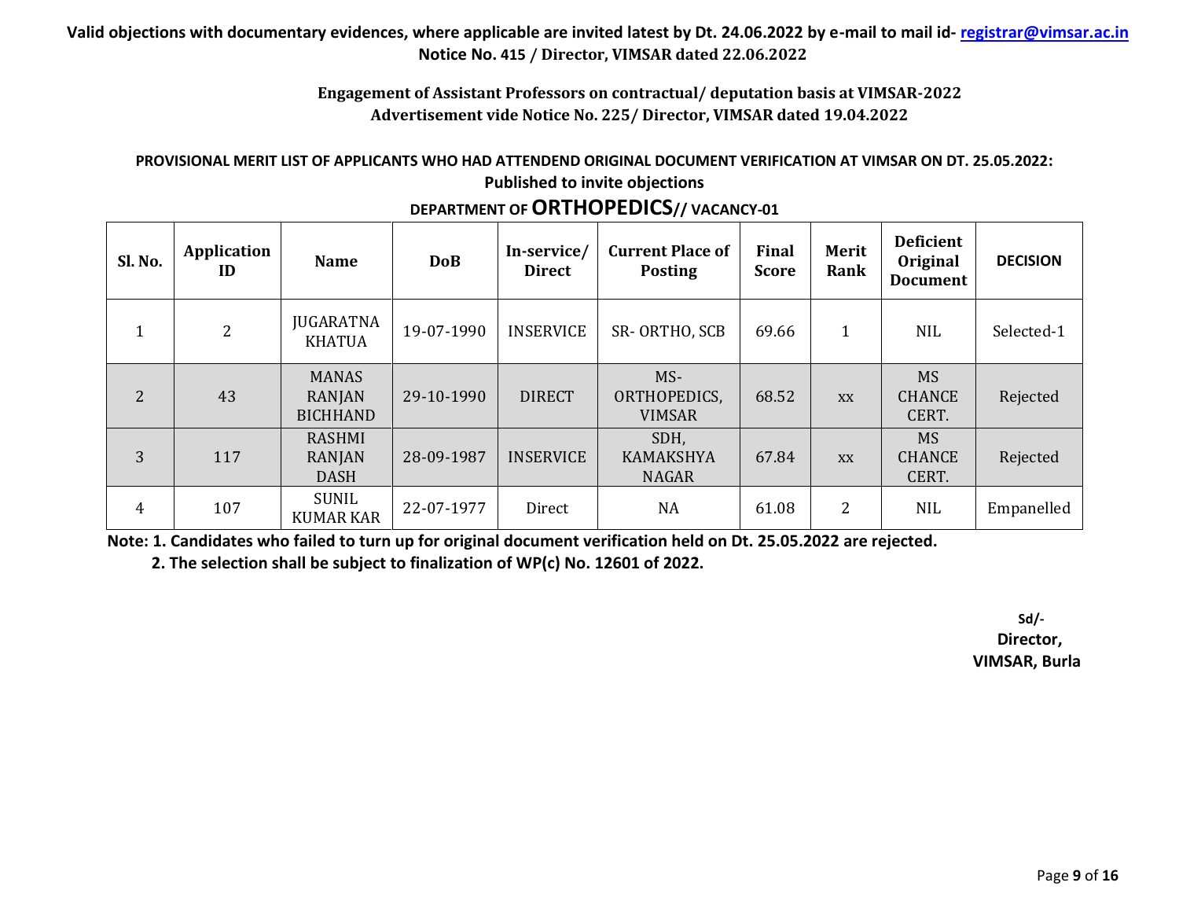**Valid objections with documentary evidences, where applicable are invited latest by Dt. 24.06.2022 by e-mail to mail id- registrar@vimsar.ac.in**
**Notice No. 415 / Director, VIMSAR dated 22.06.2022**

**Engagement of Assistant Professors on contractual/ deputation basis at VIMSAR-2022**
**Advertisement vide Notice No. 225/ Director, VIMSAR dated 19.04.2022**

**PROVISIONAL MERIT LIST OF APPLICANTS WHO HAD ATTENDEND ORIGINAL DOCUMENT VERIFICATION AT VIMSAR ON DT. 25.05.2022: Published to invite objections**

**DEPARTMENT OF ORTHOPEDICS// VACANCY-01**

| Sl. No. | Application ID | Name | DoB | In-service/ Direct | Current Place of Posting | Final Score | Merit Rank | Deficient Original Document | DECISION |
|---|---|---|---|---|---|---|---|---|---|
| 1 | 2 | JUGARATNA KHATUA | 19-07-1990 | INSERVICE | SR- ORTHO, SCB | 69.66 | 1 | NIL | Selected-1 |
| 2 | 43 | MANAS RANJAN BICHHAND | 29-10-1990 | DIRECT | MS-ORTHOPEDICS, VIMSAR | 68.52 | xx | MS CHANCE CERT. | Rejected |
| 3 | 117 | RASHMI RANJAN DASH | 28-09-1987 | INSERVICE | SDH, KAMAKSHYA NAGAR | 67.84 | xx | MS CHANCE CERT. | Rejected |
| 4 | 107 | SUNIL KUMAR KAR | 22-07-1977 | Direct | NA | 61.08 | 2 | NIL | Empanelled |

**Note: 1. Candidates who failed to turn up for original document verification held on Dt. 25.05.2022 are rejected.**
**2. The selection shall be subject to finalization of WP(c) No. 12601 of 2022.**

**Sd/-**
**Director,**
**VIMSAR, Burla**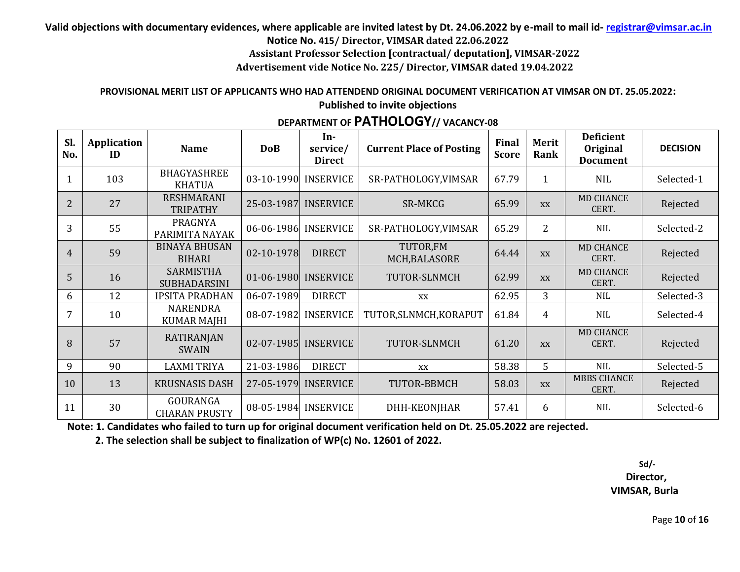**Valid objections with documentary evidences, where applicable are invited latest by Dt. 24.06.2022 by e-mail to mail id- registrar@vimsar.ac.in**

**Notice No. 415/ Director, VIMSAR dated 22.06.2022**

**Assistant Professor Selection [contractual/ deputation], VIMSAR-2022**

**Advertisement vide Notice No. 225/ Director, VIMSAR dated 19.04.2022**

**PROVISIONAL MERIT LIST OF APPLICANTS WHO HAD ATTENDEND ORIGINAL DOCUMENT VERIFICATION AT VIMSAR ON DT. 25.05.2022: Published to invite objections**

**DEPARTMENT OF PATHOLOGY// VACANCY-08**

| Sl. No. | Application ID | Name | DoB | In-service/ Direct | Current Place of Posting | Final Score | Merit Rank | Deficient Original Document | DECISION |
|---|---|---|---|---|---|---|---|---|---|
| 1 | 103 | BHAGYASHREE KHATUA | 03-10-1990 | INSERVICE | SR-PATHOLOGY,VIMSAR | 67.79 | 1 | NIL | Selected-1 |
| 2 | 27 | RESHMARANI TRIPATHY | 25-03-1987 | INSERVICE | SR-MKCG | 65.99 | xx | MD CHANCE CERT. | Rejected |
| 3 | 55 | PRAGNYA PARIMITA NAYAK | 06-06-1986 | INSERVICE | SR-PATHOLOGY,VIMSAR | 65.29 | 2 | NIL | Selected-2 |
| 4 | 59 | BINAYA BHUSAN BIHARI | 02-10-1978 | DIRECT | TUTOR,FM MCH,BALASORE | 64.44 | xx | MD CHANCE CERT. | Rejected |
| 5 | 16 | SARMISTHA SUBHADARSINI | 01-06-1980 | INSERVICE | TUTOR-SLNMCH | 62.99 | xx | MD CHANCE CERT. | Rejected |
| 6 | 12 | IPSITA PRADHAN | 06-07-1989 | DIRECT | xx | 62.95 | 3 | NIL | Selected-3 |
| 7 | 10 | NARENDRA KUMAR MAJHI | 08-07-1982 | INSERVICE | TUTOR,SLNMCH,KORAPUT | 61.84 | 4 | NIL | Selected-4 |
| 8 | 57 | RATIRANJAN SWAIN | 02-07-1985 | INSERVICE | TUTOR-SLNMCH | 61.20 | xx | MD CHANCE CERT. | Rejected |
| 9 | 90 | LAXMI TRIYA | 21-03-1986 | DIRECT | xx | 58.38 | 5 | NIL | Selected-5 |
| 10 | 13 | KRUSNASIS DASH | 27-05-1979 | INSERVICE | TUTOR-BBMCH | 58.03 | xx | MBBS CHANCE CERT. | Rejected |
| 11 | 30 | GOURANGA CHARAN PRUSTY | 08-05-1984 | INSERVICE | DHH-KEONJHAR | 57.41 | 6 | NIL | Selected-6 |

**Note: 1. Candidates who failed to turn up for original document verification held on Dt. 25.05.2022 are rejected.**

**2. The selection shall be subject to finalization of WP(c) No. 12601 of 2022.**

**Sd/-**

**Director,**

**VIMSAR, Burla**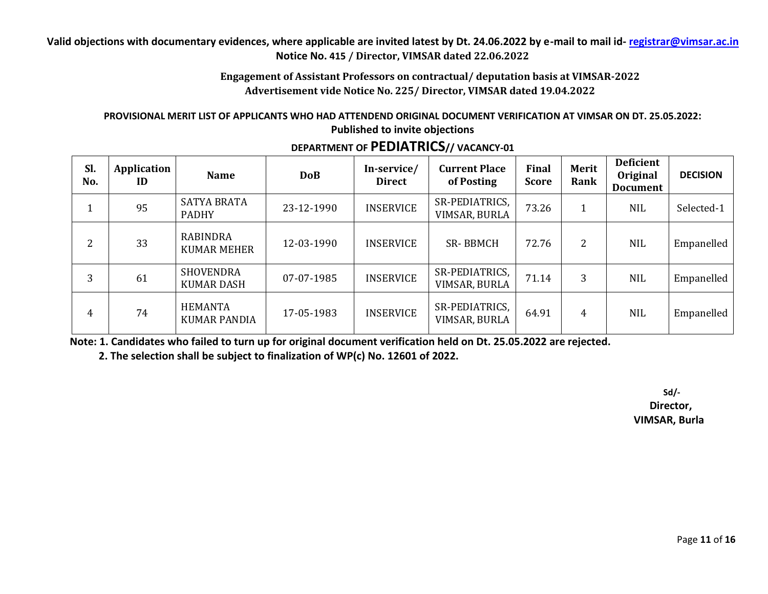**Valid objections with documentary evidences, where applicable are invited latest by Dt. 24.06.2022 by e-mail to mail id- registrar@vimsar.ac.in**
**Notice No. 415 / Director, VIMSAR dated 22.06.2022**

**Engagement of Assistant Professors on contractual/ deputation basis at VIMSAR-2022**
**Advertisement vide Notice No. 225/ Director, VIMSAR dated 19.04.2022**

**PROVISIONAL MERIT LIST OF APPLICANTS WHO HAD ATTENDEND ORIGINAL DOCUMENT VERIFICATION AT VIMSAR ON DT. 25.05.2022: Published to invite objections**

**DEPARTMENT OF PEDIATRICS// VACANCY-01**

| Sl. No. | Application ID | Name | DoB | In-service/ Direct | Current Place of Posting | Final Score | Merit Rank | Deficient Original Document | DECISION |
|---|---|---|---|---|---|---|---|---|---|
| 1 | 95 | SATYA BRATA PADHY | 23-12-1990 | INSERVICE | SR-PEDIATRICS, VIMSAR, BURLA | 73.26 | 1 | NIL | Selected-1 |
| 2 | 33 | RABINDRA KUMAR MEHER | 12-03-1990 | INSERVICE | SR- BBMCH | 72.76 | 2 | NIL | Empanelled |
| 3 | 61 | SHOVENDRA KUMAR DASH | 07-07-1985 | INSERVICE | SR-PEDIATRICS, VIMSAR, BURLA | 71.14 | 3 | NIL | Empanelled |
| 4 | 74 | HEMANTA KUMAR PANDIA | 17-05-1983 | INSERVICE | SR-PEDIATRICS, VIMSAR, BURLA | 64.91 | 4 | NIL | Empanelled |

**Note: 1. Candidates who failed to turn up for original document verification held on Dt. 25.05.2022 are rejected.**
**2. The selection shall be subject to finalization of WP(c) No. 12601 of 2022.**

**Sd/-**
**Director,**
**VIMSAR, Burla**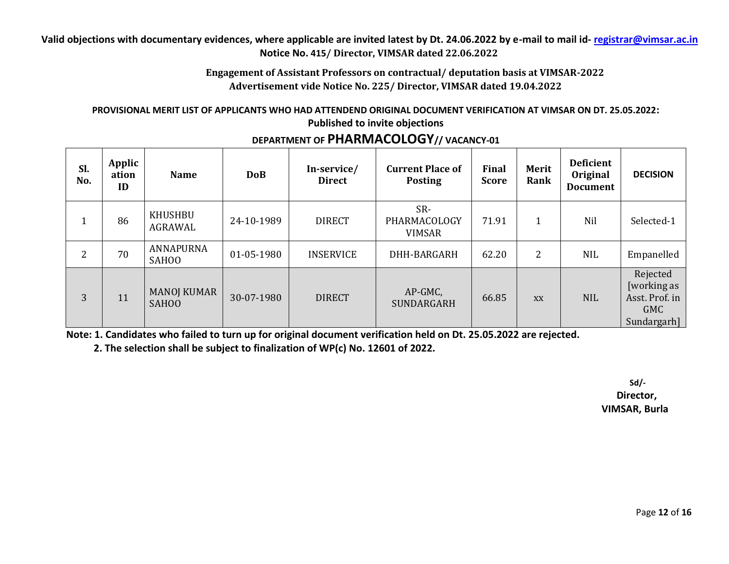**Valid objections with documentary evidences, where applicable are invited latest by Dt. 24.06.2022 by e-mail to mail id- registrar@vimsar.ac.in**
**Notice No. 415/ Director, VIMSAR dated 22.06.2022**

**Engagement of Assistant Professors on contractual/ deputation basis at VIMSAR-2022**
**Advertisement vide Notice No. 225/ Director, VIMSAR dated 19.04.2022**

**PROVISIONAL MERIT LIST OF APPLICANTS WHO HAD ATTENDEND ORIGINAL DOCUMENT VERIFICATION AT VIMSAR ON DT. 25.05.2022: Published to invite objections**

**DEPARTMENT OF PHARMACOLOGY// VACANCY-01**

| Sl. No. | Application ID | Name | DoB | In-service/ Direct | Current Place of Posting | Final Score | Merit Rank | Deficient Original Document | DECISION |
|---|---|---|---|---|---|---|---|---|---|
| 1 | 86 | KHUSHBU AGRAWAL | 24-10-1989 | DIRECT | SR-PHARMACOLOGY VIMSAR | 71.91 | 1 | Nil | Selected-1 |
| 2 | 70 | ANNAPURNA SAHOO | 01-05-1980 | INSERVICE | DHH-BARGARH | 62.20 | 2 | NIL | Empanelled |
| 3 | 11 | MANOJ KUMAR SAHOO | 30-07-1980 | DIRECT | AP-GMC, SUNDARGARH | 66.85 | xx | NIL | Rejected [working as Asst. Prof. in GMC Sundargarh] |

**Note: 1. Candidates who failed to turn up for original document verification held on Dt. 25.05.2022 are rejected.**
**2. The selection shall be subject to finalization of WP(c) No. 12601 of 2022.**

**Sd/-**
**Director,**
**VIMSAR, Burla**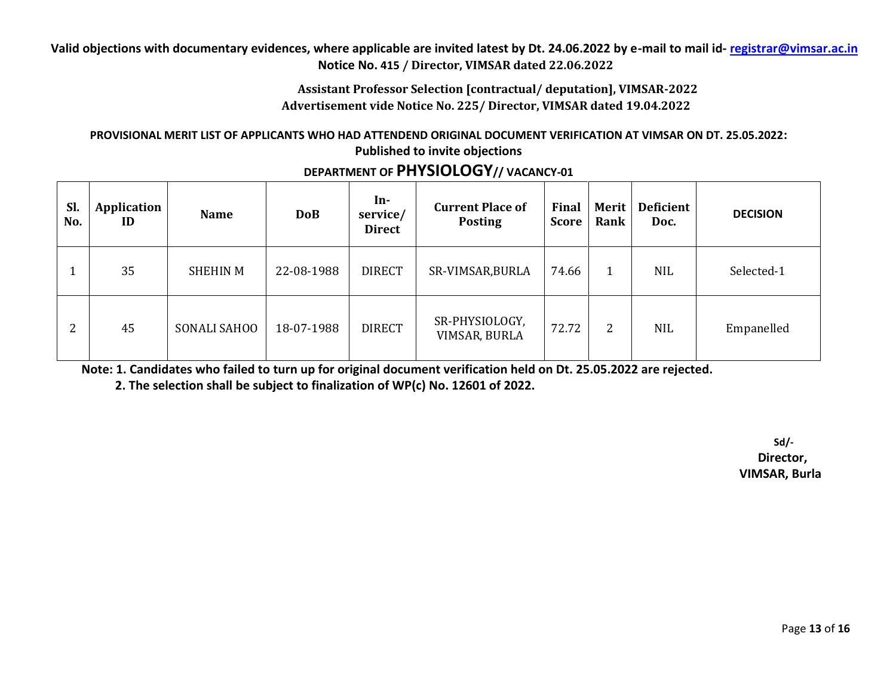**Valid objections with documentary evidences, where applicable are invited latest by Dt. 24.06.2022 by e-mail to mail id- registrar@vimsar.ac.in**
**Notice No. 415 / Director, VIMSAR dated 22.06.2022**

**Assistant Professor Selection [contractual/ deputation], VIMSAR-2022**
**Advertisement vide Notice No. 225/ Director, VIMSAR dated 19.04.2022**

**PROVISIONAL MERIT LIST OF APPLICANTS WHO HAD ATTENDEND ORIGINAL DOCUMENT VERIFICATION AT VIMSAR ON DT. 25.05.2022:**
**Published to invite objections**

**DEPARTMENT OF PHYSIOLOGY// VACANCY-01**

| Sl. No. | Application ID | Name | DoB | In-service/ Direct | Current Place of Posting | Final Score | Merit Rank | Deficient Doc. | DECISION |
|---|---|---|---|---|---|---|---|---|---|
| 1 | 35 | SHEHIN M | 22-08-1988 | DIRECT | SR-VIMSAR,BURLA | 74.66 | 1 | NIL | Selected-1 |
| 2 | 45 | SONALI SAHOO | 18-07-1988 | DIRECT | SR-PHYSIOLOGY, VIMSAR, BURLA | 72.72 | 2 | NIL | Empanelled |

**Note: 1. Candidates who failed to turn up for original document verification held on Dt. 25.05.2022 are rejected.**
**2. The selection shall be subject to finalization of WP(c) No. 12601 of 2022.**

**Sd/-**
**Director,**
**VIMSAR, Burla**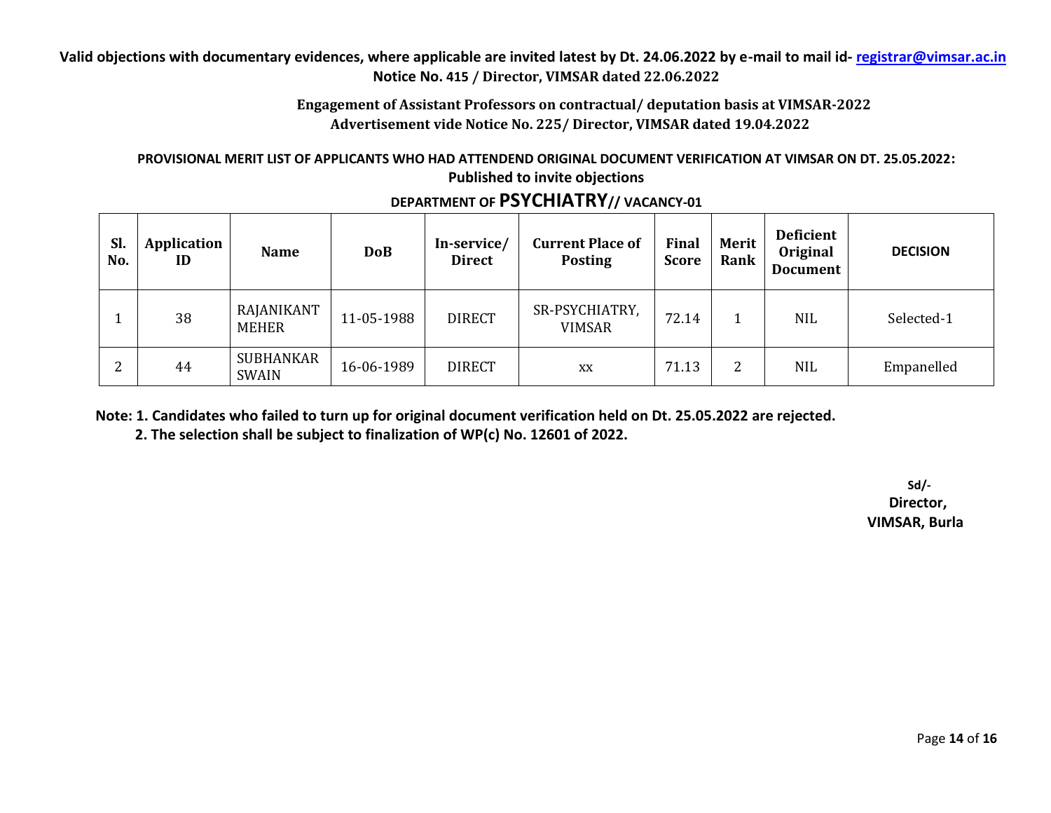**Valid objections with documentary evidences, where applicable are invited latest by Dt. 24.06.2022 by e-mail to mail id- registrar@vimsar.ac.in**
**Notice No. 415 / Director, VIMSAR dated 22.06.2022**

**Engagement of Assistant Professors on contractual/ deputation basis at VIMSAR-2022**
**Advertisement vide Notice No. 225/ Director, VIMSAR dated 19.04.2022**

**PROVISIONAL MERIT LIST OF APPLICANTS WHO HAD ATTENDEND ORIGINAL DOCUMENT VERIFICATION AT VIMSAR ON DT. 25.05.2022: Published to invite objections**

**DEPARTMENT OF PSYCHIATRY// VACANCY-01**

| Sl. No. | Application ID | Name | DoB | In-service/ Direct | Current Place of Posting | Final Score | Merit Rank | Deficient Original Document | DECISION |
|---|---|---|---|---|---|---|---|---|---|
| 1 | 38 | RAJANIKANT MEHER | 11-05-1988 | DIRECT | SR-PSYCHIATRY, VIMSAR | 72.14 | 1 | NIL | Selected-1 |
| 2 | 44 | SUBHANKAR SWAIN | 16-06-1989 | DIRECT | xx | 71.13 | 2 | NIL | Empanelled |

**Note: 1. Candidates who failed to turn up for original document verification held on Dt. 25.05.2022 are rejected.**
**2. The selection shall be subject to finalization of WP(c) No. 12601 of 2022.**

**Sd/-**
**Director,**
**VIMSAR, Burla**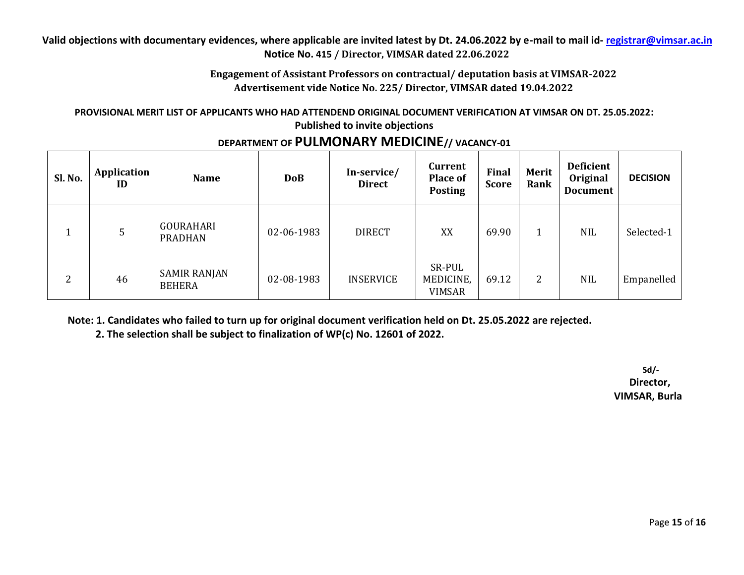**Valid objections with documentary evidences, where applicable are invited latest by Dt. 24.06.2022 by e-mail to mail id- registrar@vimsar.ac.in**
**Notice No. 415 / Director, VIMSAR dated 22.06.2022**

**Engagement of Assistant Professors on contractual/ deputation basis at VIMSAR-2022**
**Advertisement vide Notice No. 225/ Director, VIMSAR dated 19.04.2022**

**PROVISIONAL MERIT LIST OF APPLICANTS WHO HAD ATTENDEND ORIGINAL DOCUMENT VERIFICATION AT VIMSAR ON DT. 25.05.2022: Published to invite objections**

**DEPARTMENT OF PULMONARY MEDICINE// VACANCY-01**

| Sl. No. | Application ID | Name | DoB | In-service/ Direct | Current Place of Posting | Final Score | Merit Rank | Deficient Original Document | DECISION |
|---|---|---|---|---|---|---|---|---|---|
| 1 | 5 | GOURAHARI PRADHAN | 02-06-1983 | DIRECT | XX | 69.90 | 1 | NIL | Selected-1 |
| 2 | 46 | SAMIR RANJAN BEHERA | 02-08-1983 | INSERVICE | SR-PUL MEDICINE, VIMSAR | 69.12 | 2 | NIL | Empanelled |

**Note: 1. Candidates who failed to turn up for original document verification held on Dt. 25.05.2022 are rejected.**
**2. The selection shall be subject to finalization of WP(c) No. 12601 of 2022.**

**Sd/-**
**Director,**
**VIMSAR, Burla**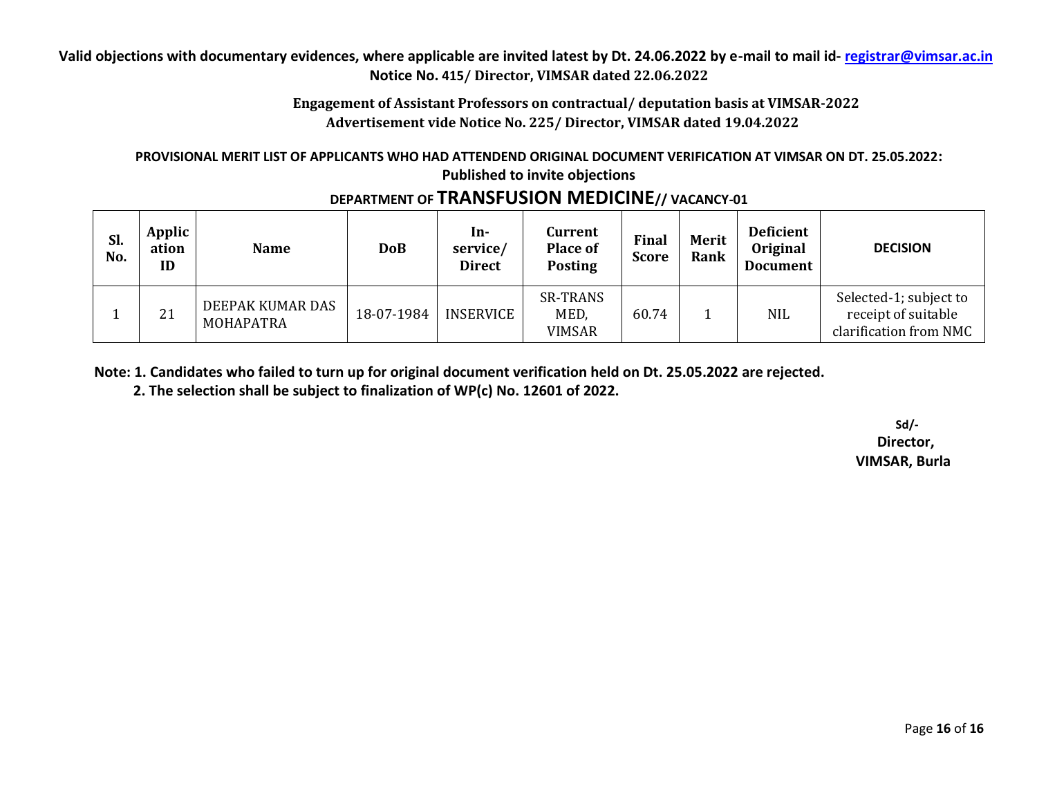**Valid objections with documentary evidences, where applicable are invited latest by Dt. 24.06.2022 by e-mail to mail id- registrar@vimsar.ac.in**

**Notice No. 415/ Director, VIMSAR dated 22.06.2022**

**Engagement of Assistant Professors on contractual/ deputation basis at VIMSAR-2022**

**Advertisement vide Notice No. 225/ Director, VIMSAR dated 19.04.2022**

**PROVISIONAL MERIT LIST OF APPLICANTS WHO HAD ATTENDEND ORIGINAL DOCUMENT VERIFICATION AT VIMSAR ON DT. 25.05.2022: Published to invite objections**

**DEPARTMENT OF TRANSFUSION MEDICINE// VACANCY-01**

| Sl. No. | Application ID | Name | DoB | In-service/ Direct | Current Place of Posting | Final Score | Merit Rank | Deficient Original Document | DECISION |
|---|---|---|---|---|---|---|---|---|---|
| 1 | 21 | DEEPAK KUMAR DAS MOHAPATRA | 18-07-1984 | INSERVICE | SR-TRANS MED, VIMSAR | 60.74 | 1 | NIL | Selected-1; subject to receipt of suitable clarification from NMC |

**Note: 1. Candidates who failed to turn up for original document verification held on Dt. 25.05.2022 are rejected.**

**2. The selection shall be subject to finalization of WP(c) No. 12601 of 2022.**

**Sd/-**
**Director,**
**VIMSAR, Burla**